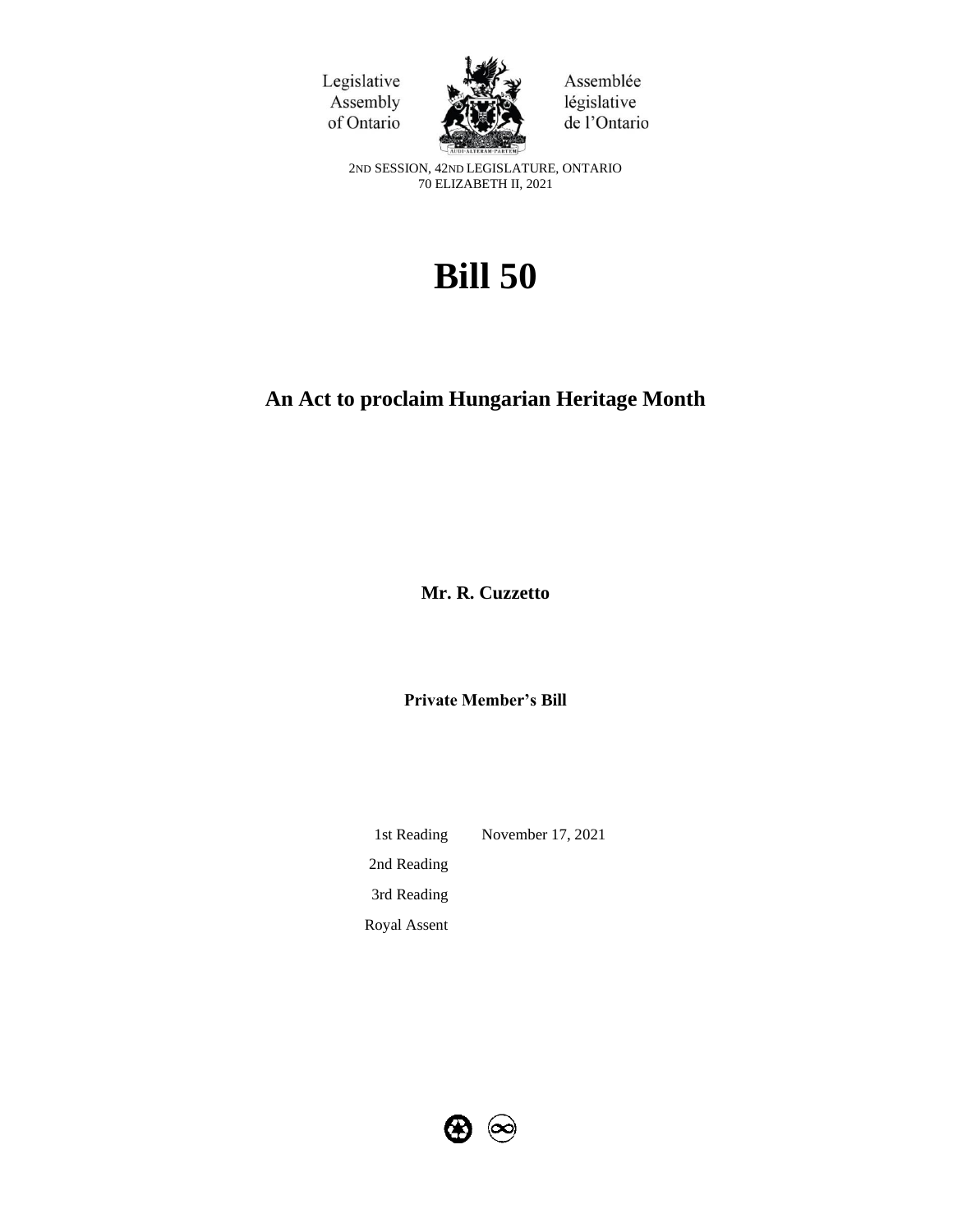Legislative Assembly of Ontario

Assemblée législative de l'Ontario

2ND SESSION, 42ND LEGISLATURE, ONTARIO
70 ELIZABETH II, 2021

# Bill 50

## An Act to proclaim Hungarian Heritage Month

**Mr. R. Cuzzetto**

**Private Member's Bill**

| | |
|---|---|
| 1st Reading | November 17, 2021 |
| 2nd Reading | |
| 3rd Reading | |
| Royal Assent | |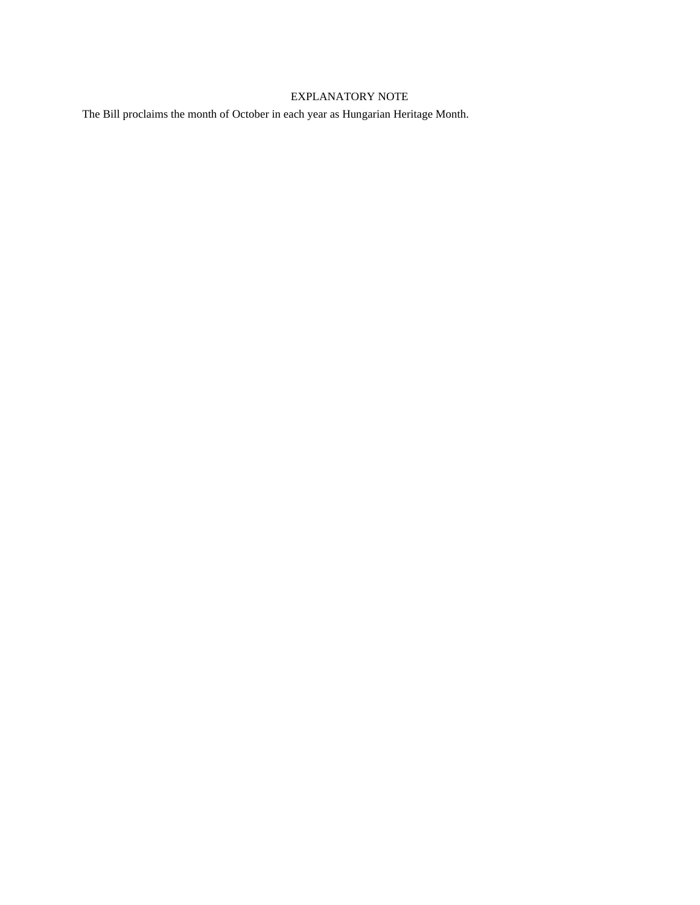## EXPLANATORY NOTE

The Bill proclaims the month of October in each year as Hungarian Heritage Month.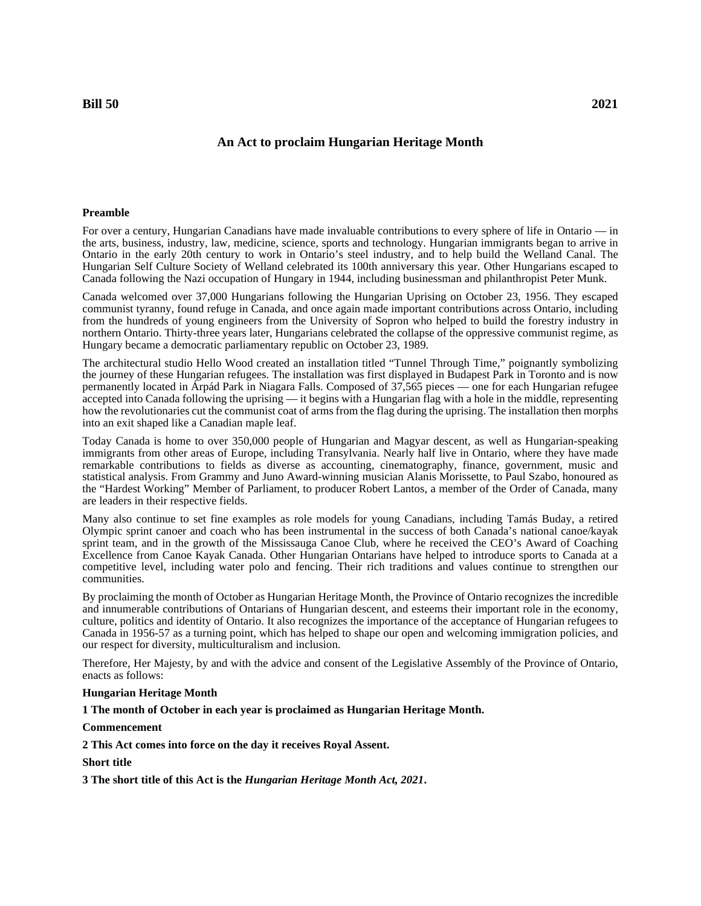**Bill 50** **2021**

## An Act to proclaim Hungarian Heritage Month

### Preamble

For over a century, Hungarian Canadians have made invaluable contributions to every sphere of life in Ontario — in the arts, business, industry, law, medicine, science, sports and technology. Hungarian immigrants began to arrive in Ontario in the early 20th century to work in Ontario's steel industry, and to help build the Welland Canal. The Hungarian Self Culture Society of Welland celebrated its 100th anniversary this year. Other Hungarians escaped to Canada following the Nazi occupation of Hungary in 1944, including businessman and philanthropist Peter Munk.

Canada welcomed over 37,000 Hungarians following the Hungarian Uprising on October 23, 1956. They escaped communist tyranny, found refuge in Canada, and once again made important contributions across Ontario, including from the hundreds of young engineers from the University of Sopron who helped to build the forestry industry in northern Ontario. Thirty-three years later, Hungarians celebrated the collapse of the oppressive communist regime, as Hungary became a democratic parliamentary republic on October 23, 1989.

The architectural studio Hello Wood created an installation titled "Tunnel Through Time," poignantly symbolizing the journey of these Hungarian refugees. The installation was first displayed in Budapest Park in Toronto and is now permanently located in Árpád Park in Niagara Falls. Composed of 37,565 pieces — one for each Hungarian refugee accepted into Canada following the uprising — it begins with a Hungarian flag with a hole in the middle, representing how the revolutionaries cut the communist coat of arms from the flag during the uprising. The installation then morphs into an exit shaped like a Canadian maple leaf.

Today Canada is home to over 350,000 people of Hungarian and Magyar descent, as well as Hungarian-speaking immigrants from other areas of Europe, including Transylvania. Nearly half live in Ontario, where they have made remarkable contributions to fields as diverse as accounting, cinematography, finance, government, music and statistical analysis. From Grammy and Juno Award-winning musician Alanis Morissette, to Paul Szabo, honoured as the "Hardest Working" Member of Parliament, to producer Robert Lantos, a member of the Order of Canada, many are leaders in their respective fields.

Many also continue to set fine examples as role models for young Canadians, including Tamás Buday, a retired Olympic sprint canoer and coach who has been instrumental in the success of both Canada's national canoe/kayak sprint team, and in the growth of the Mississauga Canoe Club, where he received the CEO's Award of Coaching Excellence from Canoe Kayak Canada. Other Hungarian Ontarians have helped to introduce sports to Canada at a competitive level, including water polo and fencing. Their rich traditions and values continue to strengthen our communities.

By proclaiming the month of October as Hungarian Heritage Month, the Province of Ontario recognizes the incredible and innumerable contributions of Ontarians of Hungarian descent, and esteems their important role in the economy, culture, politics and identity of Ontario. It also recognizes the importance of the acceptance of Hungarian refugees to Canada in 1956-57 as a turning point, which has helped to shape our open and welcoming immigration policies, and our respect for diversity, multiculturalism and inclusion.

Therefore, Her Majesty, by and with the advice and consent of the Legislative Assembly of the Province of Ontario, enacts as follows:

### Hungarian Heritage Month

**1 The month of October in each year is proclaimed as Hungarian Heritage Month.**

### Commencement

**2 This Act comes into force on the day it receives Royal Assent.**

### Short title

**3 The short title of this Act is the *Hungarian Heritage Month Act, 2021*.**